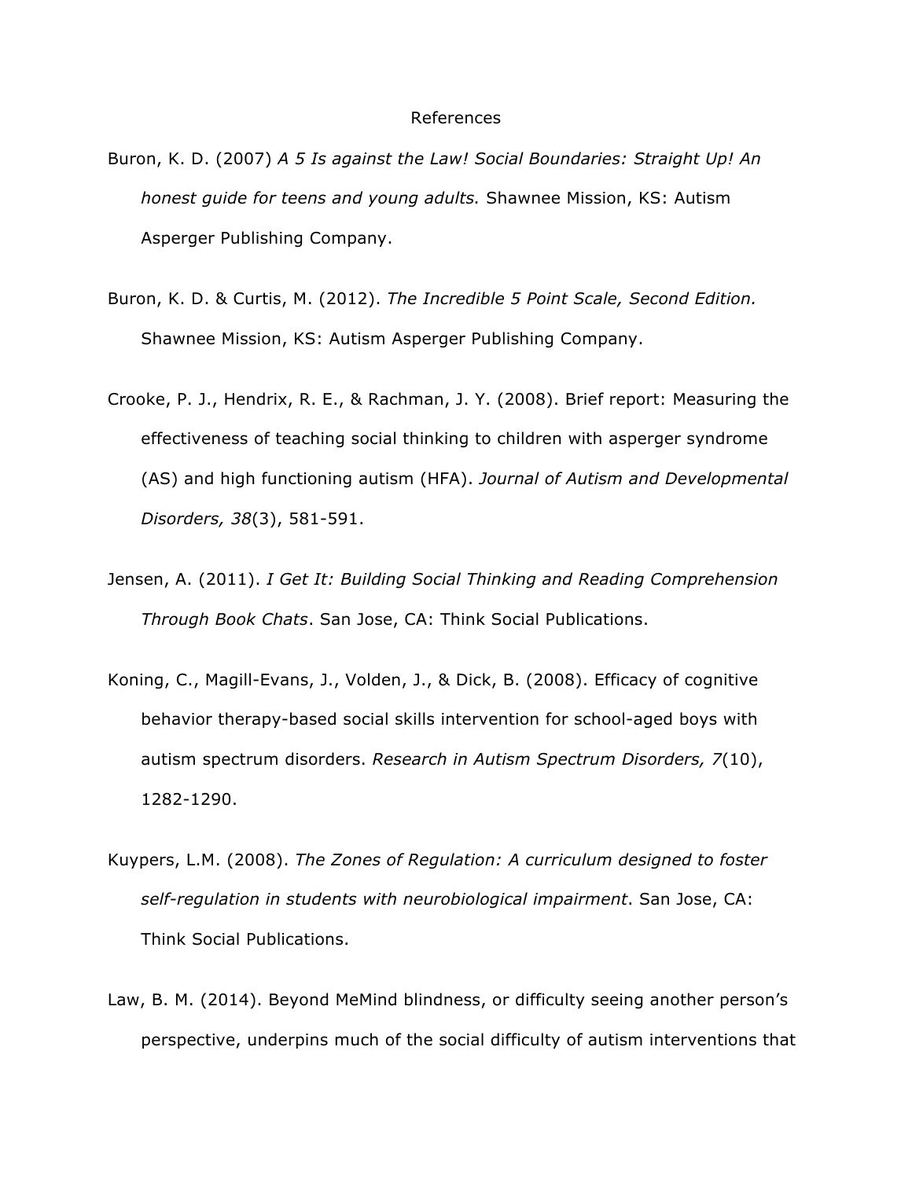# References

Buron, K. D. (2007) *A 5 Is against the Law! Social Boundaries: Straight Up! An honest guide for teens and young adults.* Shawnee Mission, KS: Autism Asperger Publishing Company.

Buron, K. D. & Curtis, M. (2012). *The Incredible 5 Point Scale, Second Edition.* Shawnee Mission, KS: Autism Asperger Publishing Company.

Crooke, P. J., Hendrix, R. E., & Rachman, J. Y. (2008). Brief report: Measuring the effectiveness of teaching social thinking to children with asperger syndrome (AS) and high functioning autism (HFA). *Journal of Autism and Developmental Disorders, 38*(3), 581-591.

Jensen, A. (2011). *I Get It: Building Social Thinking and Reading Comprehension Through Book Chats*. San Jose, CA: Think Social Publications.

Koning, C., Magill-Evans, J., Volden, J., & Dick, B. (2008). Efficacy of cognitive behavior therapy-based social skills intervention for school-aged boys with autism spectrum disorders. *Research in Autism Spectrum Disorders, 7*(10), 1282-1290.

Kuypers, L.M. (2008). *The Zones of Regulation: A curriculum designed to foster self-regulation in students with neurobiological impairment*. San Jose, CA: Think Social Publications.

Law, B. M. (2014). Beyond MeMind blindness, or difficulty seeing another person's perspective, underpins much of the social difficulty of autism interventions that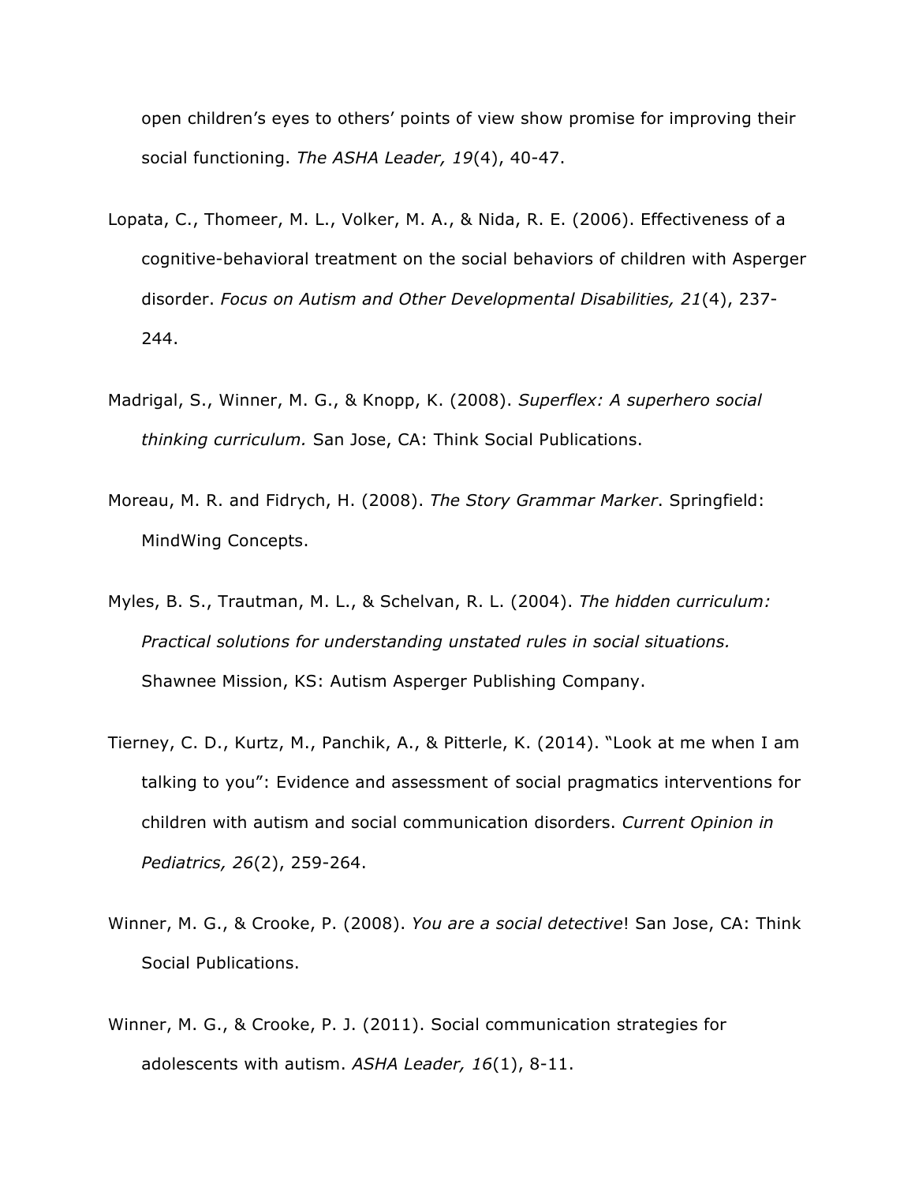open children's eyes to others' points of view show promise for improving their social functioning. *The ASHA Leader, 19*(4), 40-47.

Lopata, C., Thomeer, M. L., Volker, M. A., & Nida, R. E. (2006). Effectiveness of a cognitive-behavioral treatment on the social behaviors of children with Asperger disorder. *Focus on Autism and Other Developmental Disabilities, 21*(4), 237-244.

Madrigal, S., Winner, M. G., & Knopp, K. (2008). *Superflex: A superhero social thinking curriculum.* San Jose, CA: Think Social Publications.

Moreau, M. R. and Fidrych, H. (2008). *The Story Grammar Marker*. Springfield: MindWing Concepts.

Myles, B. S., Trautman, M. L., & Schelvan, R. L. (2004). *The hidden curriculum: Practical solutions for understanding unstated rules in social situations.* Shawnee Mission, KS: Autism Asperger Publishing Company.

Tierney, C. D., Kurtz, M., Panchik, A., & Pitterle, K. (2014). "Look at me when I am talking to you": Evidence and assessment of social pragmatics interventions for children with autism and social communication disorders. *Current Opinion in Pediatrics, 26*(2), 259-264.

Winner, M. G., & Crooke, P. (2008). *You are a social detective*! San Jose, CA: Think Social Publications.

Winner, M. G., & Crooke, P. J. (2011). Social communication strategies for adolescents with autism. *ASHA Leader, 16*(1), 8-11.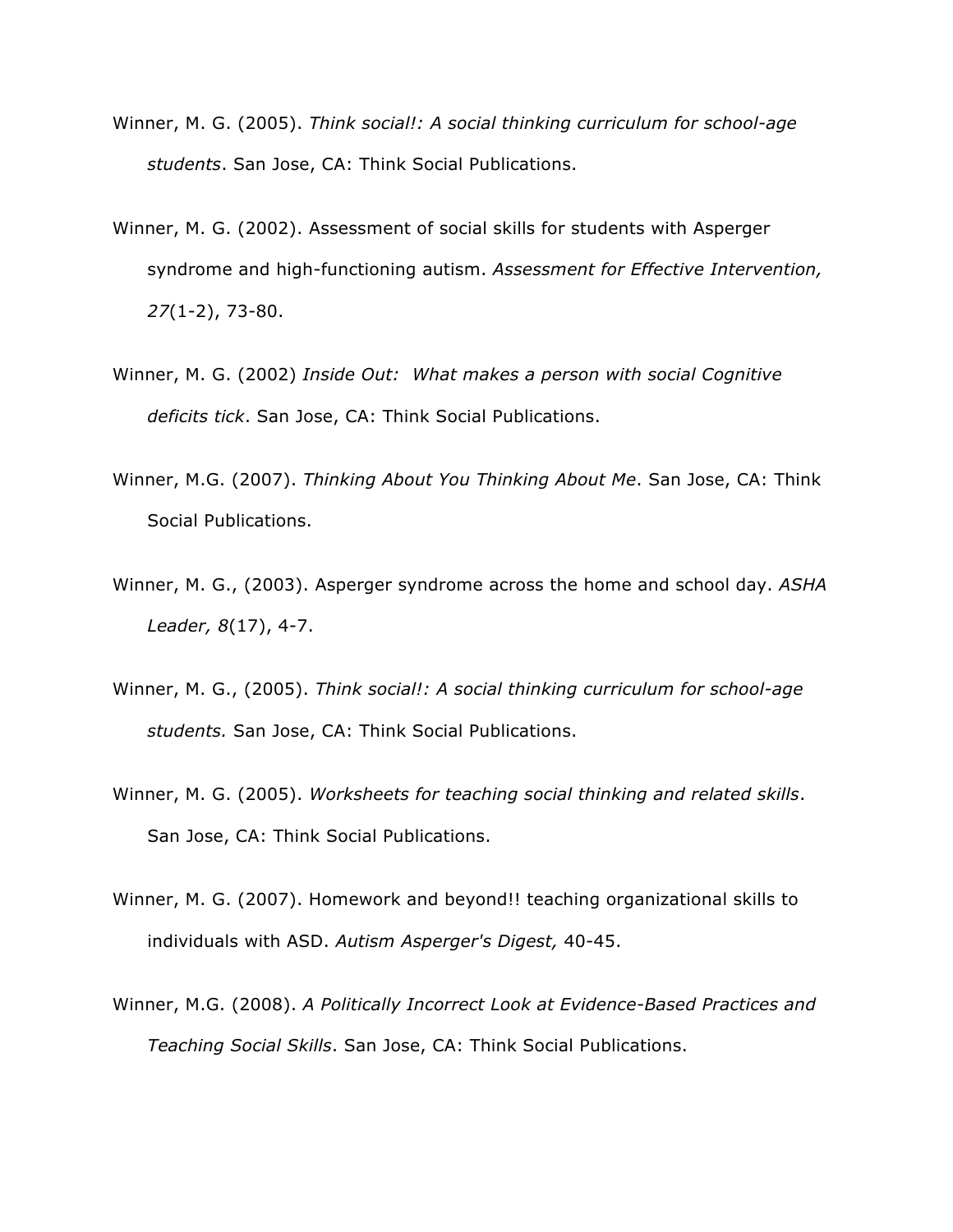Winner, M. G. (2005). *Think social!: A social thinking curriculum for school-age students*. San Jose, CA: Think Social Publications.

Winner, M. G. (2002). Assessment of social skills for students with Asperger syndrome and high-functioning autism. *Assessment for Effective Intervention, 27*(1-2), 73-80.

Winner, M. G. (2002) *Inside Out: What makes a person with social Cognitive deficits tick*. San Jose, CA: Think Social Publications.

Winner, M.G. (2007). *Thinking About You Thinking About Me*. San Jose, CA: Think Social Publications.

Winner, M. G., (2003). Asperger syndrome across the home and school day. *ASHA Leader, 8*(17), 4-7.

Winner, M. G., (2005). *Think social!: A social thinking curriculum for school-age students.* San Jose, CA: Think Social Publications.

Winner, M. G. (2005). *Worksheets for teaching social thinking and related skills*. San Jose, CA: Think Social Publications.

Winner, M. G. (2007). Homework and beyond!! teaching organizational skills to individuals with ASD. *Autism Asperger's Digest,* 40-45.

Winner, M.G. (2008). *A Politically Incorrect Look at Evidence-Based Practices and Teaching Social Skills*. San Jose, CA: Think Social Publications.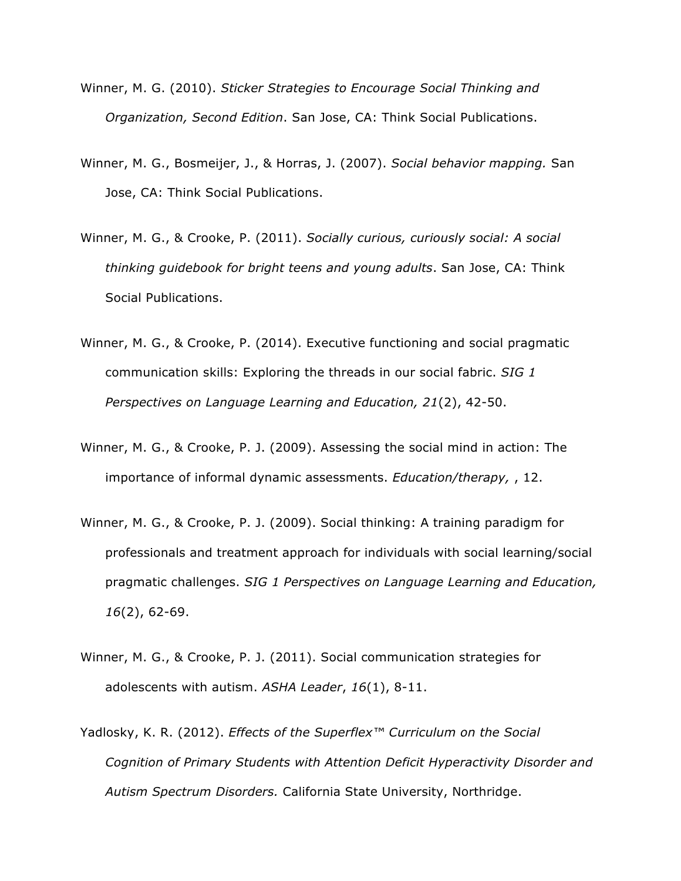Winner, M. G. (2010). *Sticker Strategies to Encourage Social Thinking and Organization, Second Edition*. San Jose, CA: Think Social Publications.

Winner, M. G., Bosmeijer, J., & Horras, J. (2007). *Social behavior mapping.* San Jose, CA: Think Social Publications.

Winner, M. G., & Crooke, P. (2011). *Socially curious, curiously social: A social thinking guidebook for bright teens and young adults*. San Jose, CA: Think Social Publications.

Winner, M. G., & Crooke, P. (2014). Executive functioning and social pragmatic communication skills: Exploring the threads in our social fabric. *SIG 1 Perspectives on Language Learning and Education, 21*(2), 42-50.

Winner, M. G., & Crooke, P. J. (2009). Assessing the social mind in action: The importance of informal dynamic assessments. *Education/therapy,* , 12.

Winner, M. G., & Crooke, P. J. (2009). Social thinking: A training paradigm for professionals and treatment approach for individuals with social learning/social pragmatic challenges. *SIG 1 Perspectives on Language Learning and Education, 16*(2), 62-69.

Winner, M. G., & Crooke, P. J. (2011). Social communication strategies for adolescents with autism. *ASHA Leader*, *16*(1), 8-11.

Yadlosky, K. R. (2012). *Effects of the Superflex™ Curriculum on the Social Cognition of Primary Students with Attention Deficit Hyperactivity Disorder and Autism Spectrum Disorders.* California State University, Northridge.